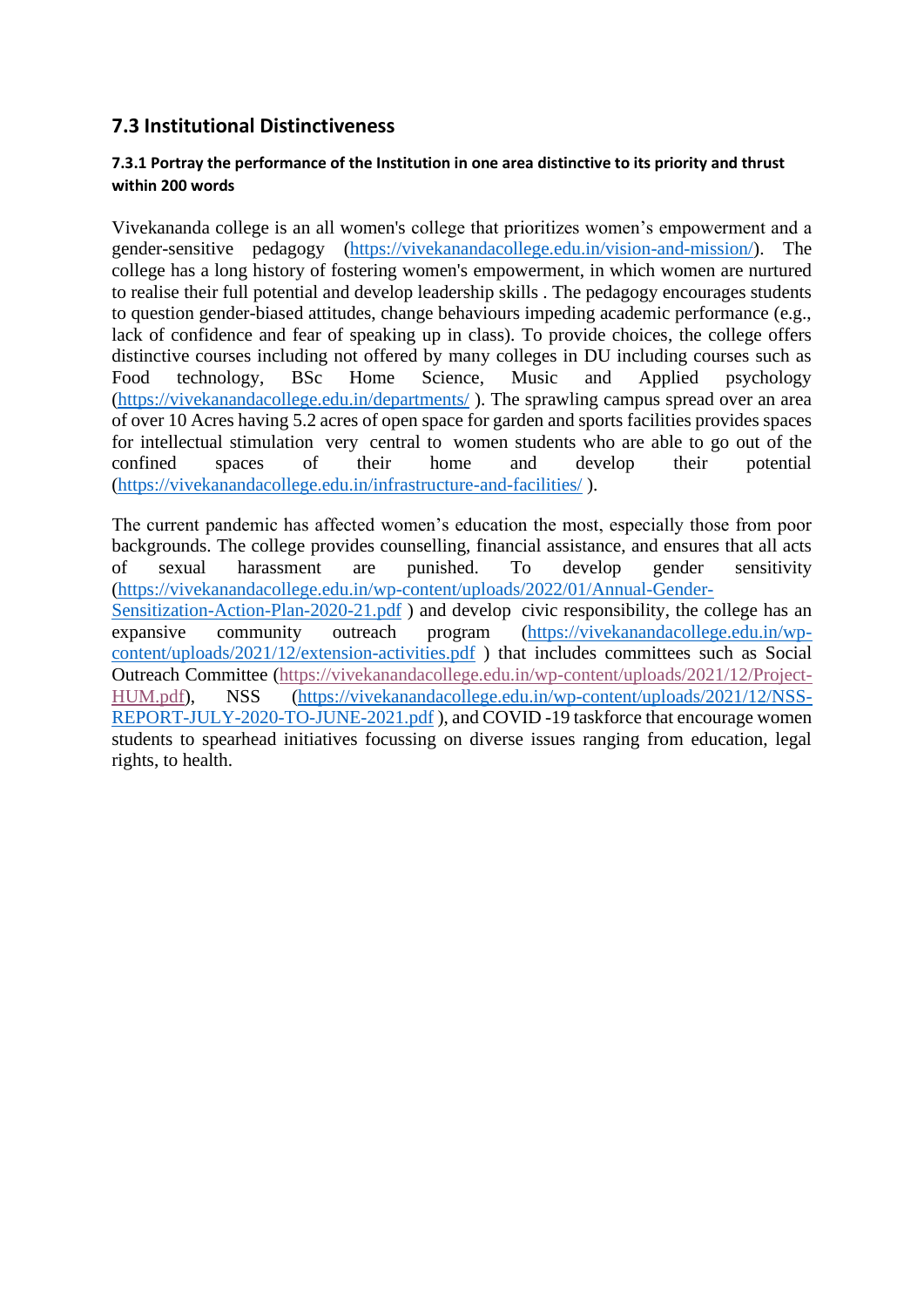## 7.3 Institutional Distinctiveness

#### 7.3.1 Portray the performance of the Institution in one area distinctive to its priority and thrust within 200 words

Vivekananda college is an all women's college that prioritizes women's empowerment and a gender-sensitive pedagogy (https://vivekanandacollege.edu.in/vision-and-mission/). The college has a long history of fostering women's empowerment, in which women are nurtured to realise their full potential and develop leadership skills . The pedagogy encourages students to question gender-biased attitudes, change behaviours impeding academic performance (e.g., lack of confidence and fear of speaking up in class). To provide choices, the college offers distinctive courses including not offered by many colleges in DU including courses such as Food technology, BSc Home Science, Music and Applied psychology (https://vivekanandacollege.edu.in/departments/ ). The sprawling campus spread over an area of over 10 Acres having 5.2 acres of open space for garden and sports facilities provides spaces for intellectual stimulation very central to women students who are able to go out of the confined spaces of their home and develop their potential (https://vivekanandacollege.edu.in/infrastructure-and-facilities/ ).

The current pandemic has affected women's education the most, especially those from poor backgrounds. The college provides counselling, financial assistance, and ensures that all acts of sexual harassment are punished. To develop gender sensitivity (https://vivekanandacollege.edu.in/wp-content/uploads/2022/01/Annual-Gender-Sensitization-Action-Plan-2020-21.pdf ) and develop civic responsibility, the college has an expansive community outreach program (https://vivekanandacollege.edu.in/wp-content/uploads/2021/12/extension-activities.pdf ) that includes committees such as Social Outreach Committee (https://vivekanandacollege.edu.in/wp-content/uploads/2021/12/Project-HUM.pdf), NSS (https://vivekanandacollege.edu.in/wp-content/uploads/2021/12/NSS-REPORT-JULY-2020-TO-JUNE-2021.pdf ), and COVID -19 taskforce that encourage women students to spearhead initiatives focussing on diverse issues ranging from education, legal rights, to health.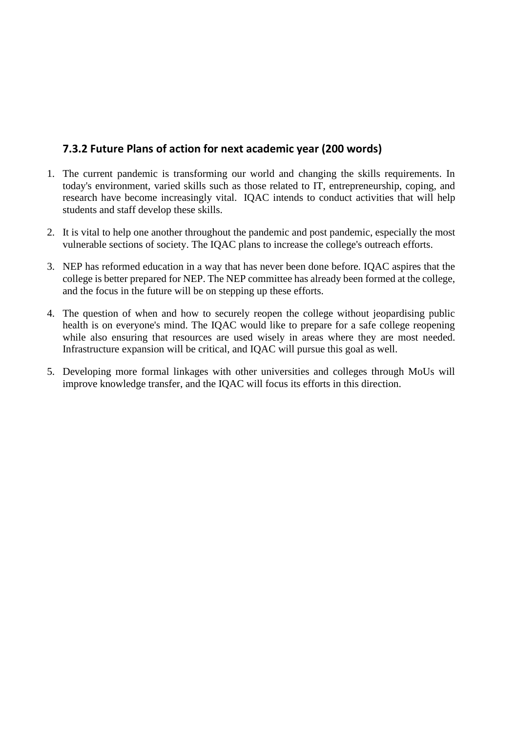### 7.3.2 Future Plans of action for next academic year (200 words)

1. The current pandemic is transforming our world and changing the skills requirements. In today's environment, varied skills such as those related to IT, entrepreneurship, coping, and research have become increasingly vital. IQAC intends to conduct activities that will help students and staff develop these skills.

2. It is vital to help one another throughout the pandemic and post pandemic, especially the most vulnerable sections of society. The IQAC plans to increase the college's outreach efforts.

3. NEP has reformed education in a way that has never been done before. IQAC aspires that the college is better prepared for NEP. The NEP committee has already been formed at the college, and the focus in the future will be on stepping up these efforts.

4. The question of when and how to securely reopen the college without jeopardising public health is on everyone's mind. The IQAC would like to prepare for a safe college reopening while also ensuring that resources are used wisely in areas where they are most needed. Infrastructure expansion will be critical, and IQAC will pursue this goal as well.

5. Developing more formal linkages with other universities and colleges through MoUs will improve knowledge transfer, and the IQAC will focus its efforts in this direction.